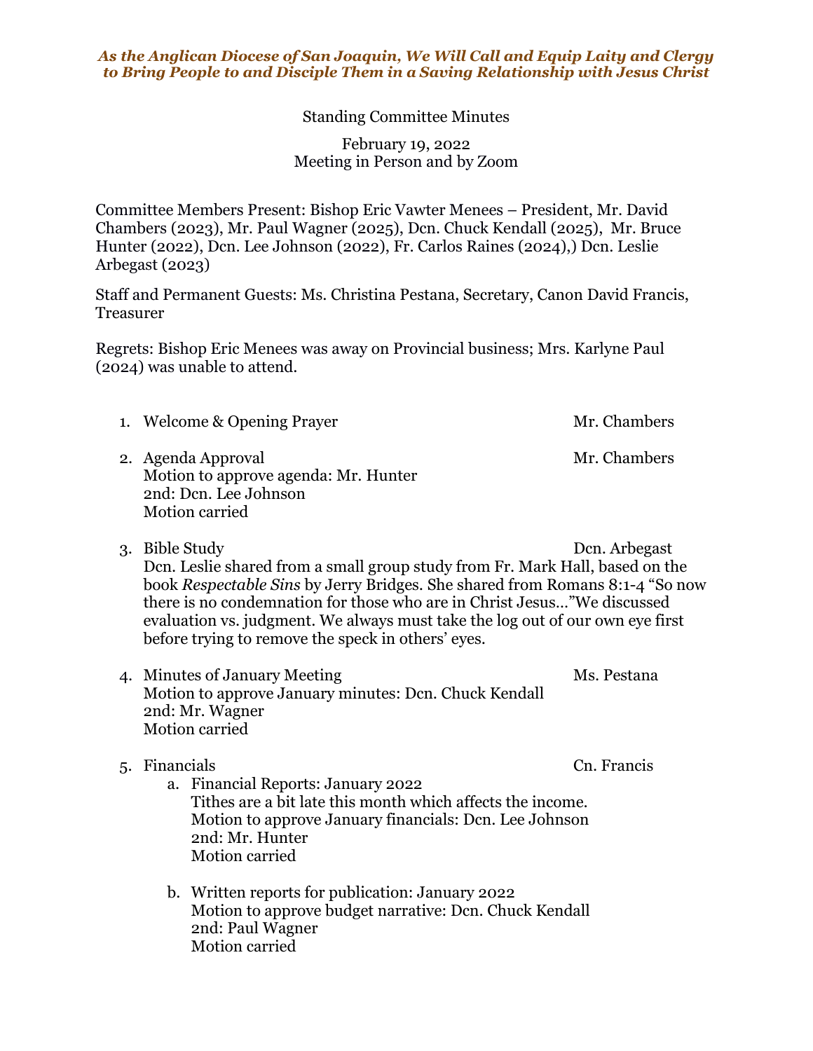*As the Anglican Diocese of San Joaquin, We Will Call and Equip Laity and Clergy to Bring People to and Disciple Them in a Saving Relationship with Jesus Christ*

# Standing Committee Minutes

February 19, 2022
Meeting in Person and by Zoom

Committee Members Present: Bishop Eric Vawter Menees – President, Mr. David Chambers (2023), Mr. Paul Wagner (2025), Dcn. Chuck Kendall (2025), Mr. Bruce Hunter (2022), Dcn. Lee Johnson (2022), Fr. Carlos Raines (2024),) Dcn. Leslie Arbegast (2023)

Staff and Permanent Guests: Ms. Christina Pestana, Secretary, Canon David Francis, Treasurer

Regrets: Bishop Eric Menees was away on Provincial business; Mrs. Karlyne Paul (2024) was unable to attend.

1. Welcome & Opening Prayer — Mr. Chambers

2. Agenda Approval — Mr. Chambers
   Motion to approve agenda: Mr. Hunter
   2nd: Dcn. Lee Johnson
   Motion carried

3. Bible Study — Dcn. Arbegast
   Dcn. Leslie shared from a small group study from Fr. Mark Hall, based on the book *Respectable Sins* by Jerry Bridges. She shared from Romans 8:1-4 "So now there is no condemnation for those who are in Christ Jesus…"We discussed evaluation vs. judgment. We always must take the log out of our own eye first before trying to remove the speck in others' eyes.

4. Minutes of January Meeting — Ms. Pestana
   Motion to approve January minutes: Dcn. Chuck Kendall
   2nd: Mr. Wagner
   Motion carried

5. Financials — Cn. Francis
   a. Financial Reports: January 2022
      Tithes are a bit late this month which affects the income.
      Motion to approve January financials: Dcn. Lee Johnson
      2nd: Mr. Hunter
      Motion carried

   b. Written reports for publication: January 2022
      Motion to approve budget narrative: Dcn. Chuck Kendall
      2nd: Paul Wagner
      Motion carried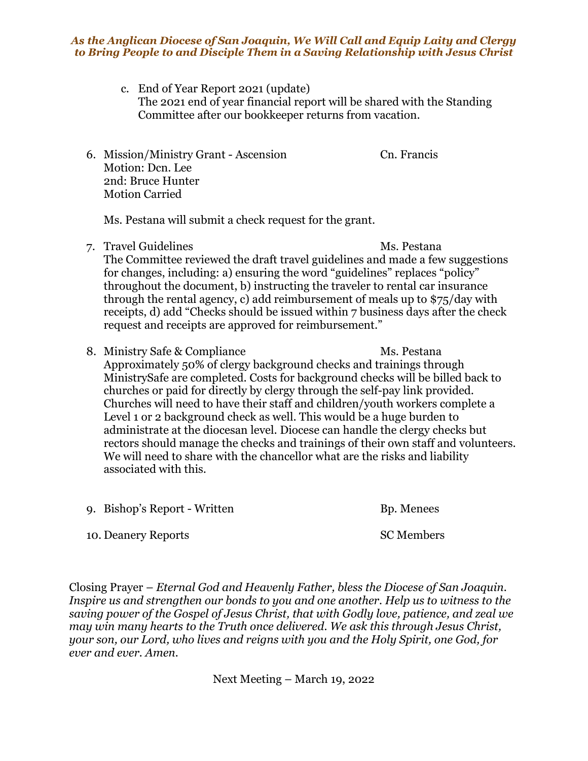c. End of Year Report 2021 (update)
   The 2021 end of year financial report will be shared with the Standing Committee after our bookkeeper returns from vacation.

6. Mission/Ministry Grant - Ascension — Cn. Francis
   Motion: Dcn. Lee
   2nd: Bruce Hunter
   Motion Carried

   Ms. Pestana will submit a check request for the grant.

7. Travel Guidelines — Ms. Pestana
   The Committee reviewed the draft travel guidelines and made a few suggestions for changes, including: a) ensuring the word "guidelines" replaces "policy" throughout the document, b) instructing the traveler to rental car insurance through the rental agency, c) add reimbursement of meals up to $75/day with receipts, d) add "Checks should be issued within 7 business days after the check request and receipts are approved for reimbursement."

8. Ministry Safe & Compliance — Ms. Pestana
   Approximately 50% of clergy background checks and trainings through MinistrySafe are completed. Costs for background checks will be billed back to churches or paid for directly by clergy through the self-pay link provided. Churches will need to have their staff and children/youth workers complete a Level 1 or 2 background check as well. This would be a huge burden to administrate at the diocesan level. Diocese can handle the clergy checks but rectors should manage the checks and trainings of their own staff and volunteers. We will need to share with the chancellor what are the risks and liability associated with this.

9. Bishop's Report - Written — Bp. Menees

10. Deanery Reports — SC Members

Closing Prayer – *Eternal God and Heavenly Father, bless the Diocese of San Joaquin. Inspire us and strengthen our bonds to you and one another. Help us to witness to the saving power of the Gospel of Jesus Christ, that with Godly love, patience, and zeal we may win many hearts to the Truth once delivered. We ask this through Jesus Christ, your son, our Lord, who lives and reigns with you and the Holy Spirit, one God, for ever and ever. Amen.*

Next Meeting – March 19, 2022